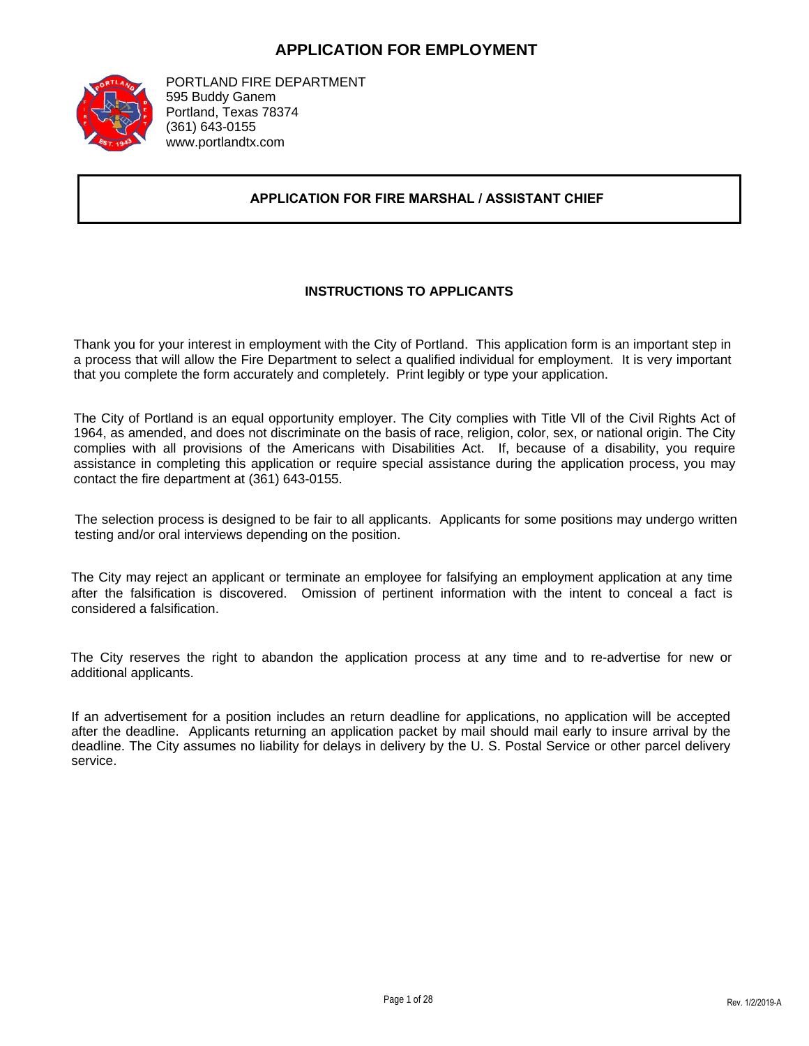# APPLICATION FOR EMPLOYMENT

PORTLAND FIRE DEPARTMENT
595 Buddy Ganem
Portland, Texas 78374
(361) 643-0155
www.portlandtx.com

## APPLICATION FOR FIRE MARSHAL / ASSISTANT CHIEF

### INSTRUCTIONS TO APPLICANTS

Thank you for your interest in employment with the City of Portland. This application form is an important step in a process that will allow the Fire Department to select a qualified individual for employment. It is very important that you complete the form accurately and completely. Print legibly or type your application.

The City of Portland is an equal opportunity employer. The City complies with Title Vll of the Civil Rights Act of 1964, as amended, and does not discriminate on the basis of race, religion, color, sex, or national origin. The City complies with all provisions of the Americans with Disabilities Act. If, because of a disability, you require assistance in completing this application or require special assistance during the application process, you may contact the fire department at (361) 643-0155.

The selection process is designed to be fair to all applicants. Applicants for some positions may undergo written testing and/or oral interviews depending on the position.

The City may reject an applicant or terminate an employee for falsifying an employment application at any time after the falsification is discovered. Omission of pertinent information with the intent to conceal a fact is considered a falsification.

The City reserves the right to abandon the application process at any time and to re-advertise for new or additional applicants.

If an advertisement for a position includes an return deadline for applications, no application will be accepted after the deadline. Applicants returning an application packet by mail should mail early to insure arrival by the deadline. The City assumes no liability for delays in delivery by the U. S. Postal Service or other parcel delivery service.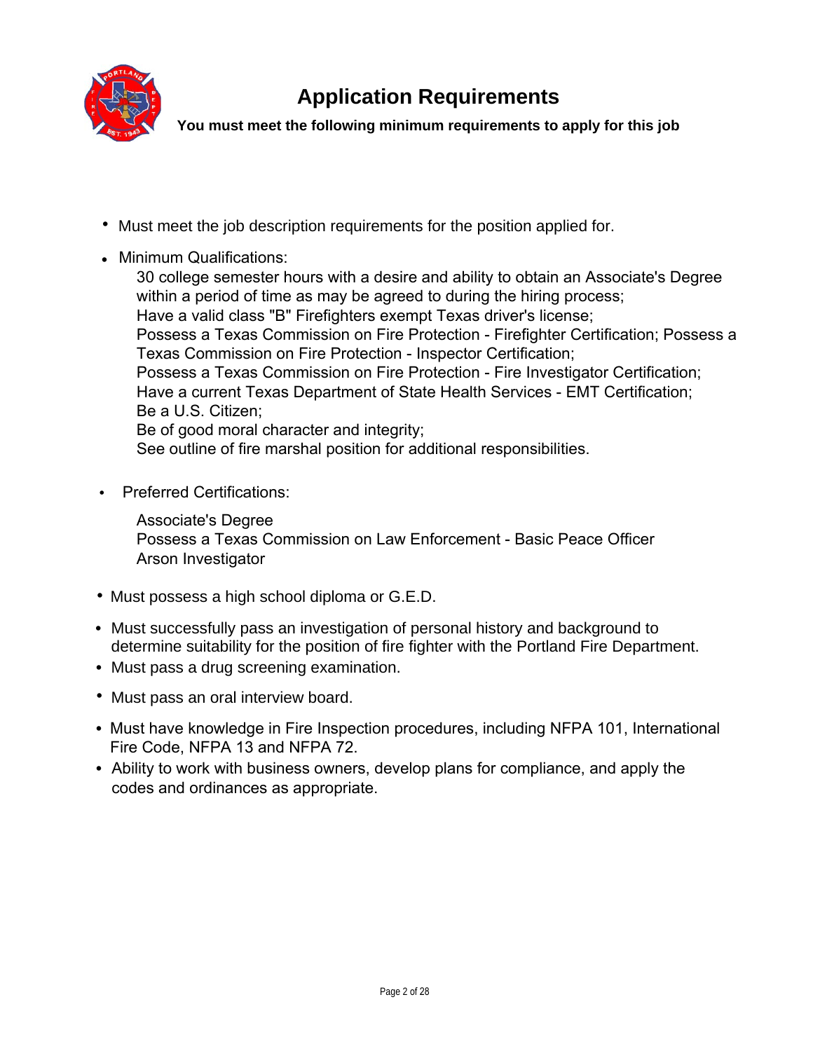# Application Requirements

**You must meet the following minimum requirements to apply for this job**

- Must meet the job description requirements for the position applied for.
- Minimum Qualifications:

  30 college semester hours with a desire and ability to obtain an Associate's Degree within a period of time as may be agreed to during the hiring process;
  Have a valid class "B" Firefighters exempt Texas driver's license;
  Possess a Texas Commission on Fire Protection - Firefighter Certification; Possess a Texas Commission on Fire Protection - Inspector Certification;
  Possess a Texas Commission on Fire Protection - Fire Investigator Certification;
  Have a current Texas Department of State Health Services - EMT Certification;
  Be a U.S. Citizen;
  Be of good moral character and integrity;
  See outline of fire marshal position for additional responsibilities.

- Preferred Certifications:

  Associate's Degree
  Possess a Texas Commission on Law Enforcement - Basic Peace Officer
  Arson Investigator

- Must possess a high school diploma or G.E.D.
- Must successfully pass an investigation of personal history and background to determine suitability for the position of fire fighter with the Portland Fire Department.
- Must pass a drug screening examination.
- Must pass an oral interview board.
- Must have knowledge in Fire Inspection procedures, including NFPA 101, International Fire Code, NFPA 13 and NFPA 72.
- Ability to work with business owners, develop plans for compliance, and apply the codes and ordinances as appropriate.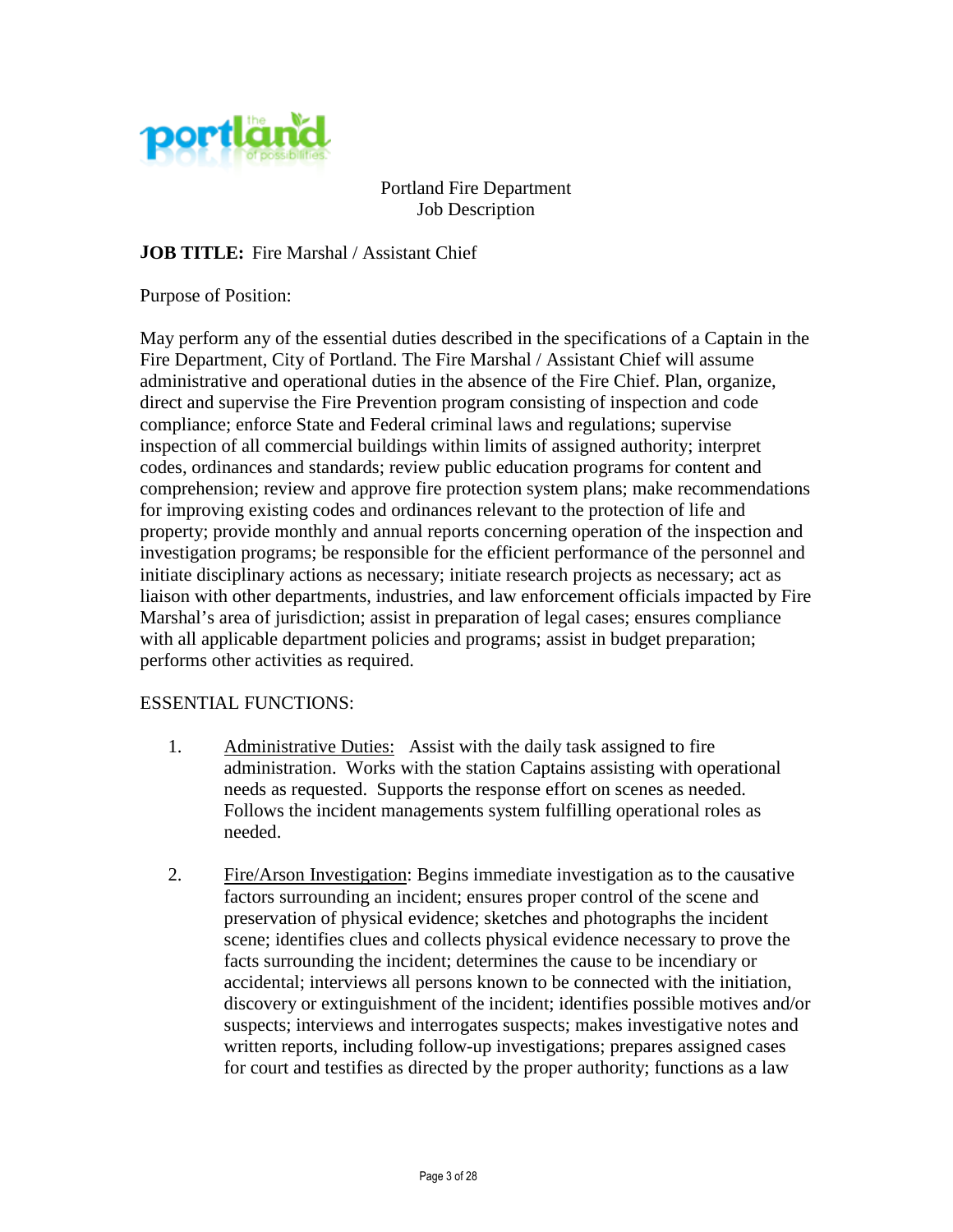Portland Fire Department
Job Description

**JOB TITLE:** Fire Marshal / Assistant Chief

Purpose of Position:

May perform any of the essential duties described in the specifications of a Captain in the Fire Department, City of Portland. The Fire Marshal / Assistant Chief will assume administrative and operational duties in the absence of the Fire Chief. Plan, organize, direct and supervise the Fire Prevention program consisting of inspection and code compliance; enforce State and Federal criminal laws and regulations; supervise inspection of all commercial buildings within limits of assigned authority; interpret codes, ordinances and standards; review public education programs for content and comprehension; review and approve fire protection system plans; make recommendations for improving existing codes and ordinances relevant to the protection of life and property; provide monthly and annual reports concerning operation of the inspection and investigation programs; be responsible for the efficient performance of the personnel and initiate disciplinary actions as necessary; initiate research projects as necessary; act as liaison with other departments, industries, and law enforcement officials impacted by Fire Marshal's area of jurisdiction; assist in preparation of legal cases; ensures compliance with all applicable department policies and programs; assist in budget preparation; performs other activities as required.

ESSENTIAL FUNCTIONS:

1. Administrative Duties: Assist with the daily task assigned to fire administration. Works with the station Captains assisting with operational needs as requested. Supports the response effort on scenes as needed. Follows the incident managements system fulfilling operational roles as needed.

2. Fire/Arson Investigation: Begins immediate investigation as to the causative factors surrounding an incident; ensures proper control of the scene and preservation of physical evidence; sketches and photographs the incident scene; identifies clues and collects physical evidence necessary to prove the facts surrounding the incident; determines the cause to be incendiary or accidental; interviews all persons known to be connected with the initiation, discovery or extinguishment of the incident; identifies possible motives and/or suspects; interviews and interrogates suspects; makes investigative notes and written reports, including follow-up investigations; prepares assigned cases for court and testifies as directed by the proper authority; functions as a law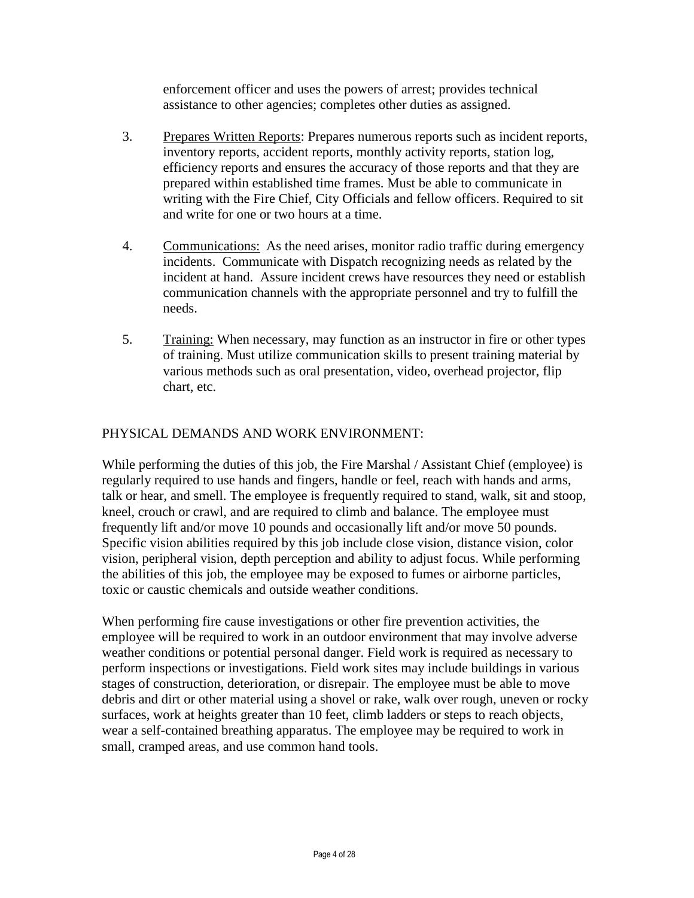enforcement officer and uses the powers of arrest; provides technical assistance to other agencies; completes other duties as assigned.

3. Prepares Written Reports: Prepares numerous reports such as incident reports, inventory reports, accident reports, monthly activity reports, station log, efficiency reports and ensures the accuracy of those reports and that they are prepared within established time frames. Must be able to communicate in writing with the Fire Chief, City Officials and fellow officers. Required to sit and write for one or two hours at a time.

4. Communications: As the need arises, monitor radio traffic during emergency incidents. Communicate with Dispatch recognizing needs as related by the incident at hand. Assure incident crews have resources they need or establish communication channels with the appropriate personnel and try to fulfill the needs.

5. Training: When necessary, may function as an instructor in fire or other types of training. Must utilize communication skills to present training material by various methods such as oral presentation, video, overhead projector, flip chart, etc.

PHYSICAL DEMANDS AND WORK ENVIRONMENT:

While performing the duties of this job, the Fire Marshal / Assistant Chief (employee) is regularly required to use hands and fingers, handle or feel, reach with hands and arms, talk or hear, and smell. The employee is frequently required to stand, walk, sit and stoop, kneel, crouch or crawl, and are required to climb and balance. The employee must frequently lift and/or move 10 pounds and occasionally lift and/or move 50 pounds. Specific vision abilities required by this job include close vision, distance vision, color vision, peripheral vision, depth perception and ability to adjust focus. While performing the abilities of this job, the employee may be exposed to fumes or airborne particles, toxic or caustic chemicals and outside weather conditions.

When performing fire cause investigations or other fire prevention activities, the employee will be required to work in an outdoor environment that may involve adverse weather conditions or potential personal danger. Field work is required as necessary to perform inspections or investigations. Field work sites may include buildings in various stages of construction, deterioration, or disrepair. The employee must be able to move debris and dirt or other material using a shovel or rake, walk over rough, uneven or rocky surfaces, work at heights greater than 10 feet, climb ladders or steps to reach objects, wear a self-contained breathing apparatus. The employee may be required to work in small, cramped areas, and use common hand tools.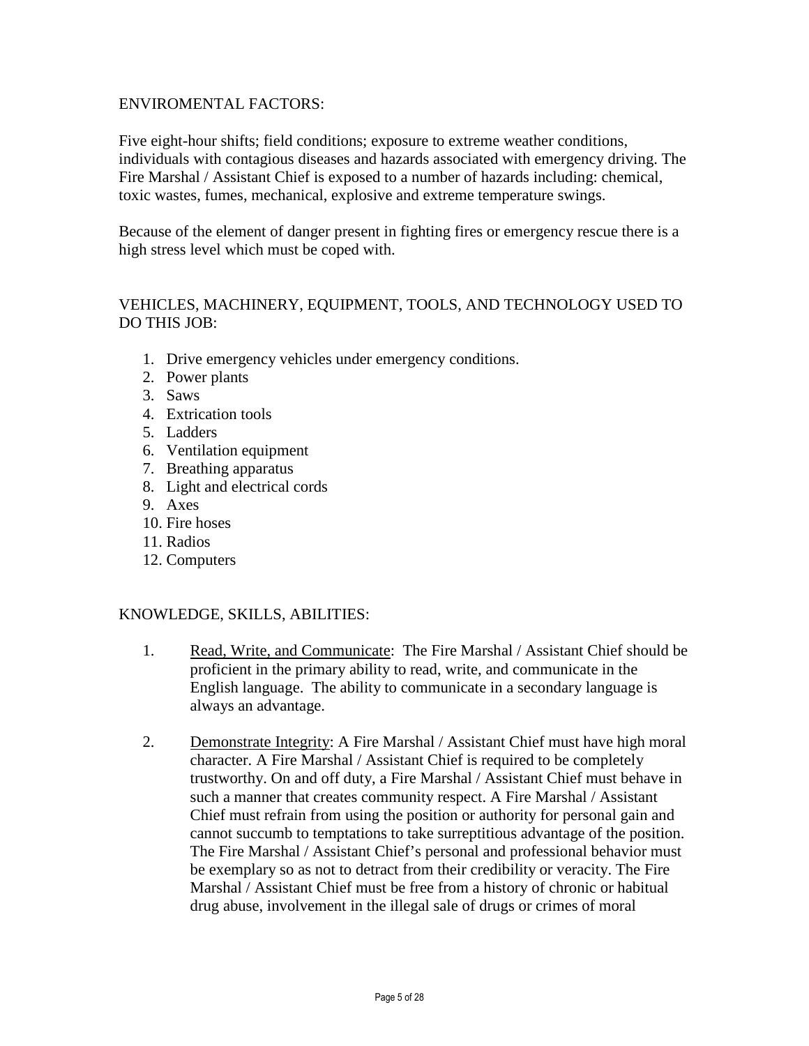## ENVIROMENTAL FACTORS:

Five eight-hour shifts; field conditions; exposure to extreme weather conditions, individuals with contagious diseases and hazards associated with emergency driving. The Fire Marshal / Assistant Chief is exposed to a number of hazards including: chemical, toxic wastes, fumes, mechanical, explosive and extreme temperature swings.

Because of the element of danger present in fighting fires or emergency rescue there is a high stress level which must be coped with.

## VEHICLES, MACHINERY, EQUIPMENT, TOOLS, AND TECHNOLOGY USED TO DO THIS JOB:

1. Drive emergency vehicles under emergency conditions.
2. Power plants
3. Saws
4. Extrication tools
5. Ladders
6. Ventilation equipment
7. Breathing apparatus
8. Light and electrical cords
9. Axes
10. Fire hoses
11. Radios
12. Computers

## KNOWLEDGE, SKILLS, ABILITIES:

1. Read, Write, and Communicate: The Fire Marshal / Assistant Chief should be proficient in the primary ability to read, write, and communicate in the English language. The ability to communicate in a secondary language is always an advantage.

2. Demonstrate Integrity: A Fire Marshal / Assistant Chief must have high moral character. A Fire Marshal / Assistant Chief is required to be completely trustworthy. On and off duty, a Fire Marshal / Assistant Chief must behave in such a manner that creates community respect. A Fire Marshal / Assistant Chief must refrain from using the position or authority for personal gain and cannot succumb to temptations to take surreptitious advantage of the position. The Fire Marshal / Assistant Chief's personal and professional behavior must be exemplary so as not to detract from their credibility or veracity. The Fire Marshal / Assistant Chief must be free from a history of chronic or habitual drug abuse, involvement in the illegal sale of drugs or crimes of moral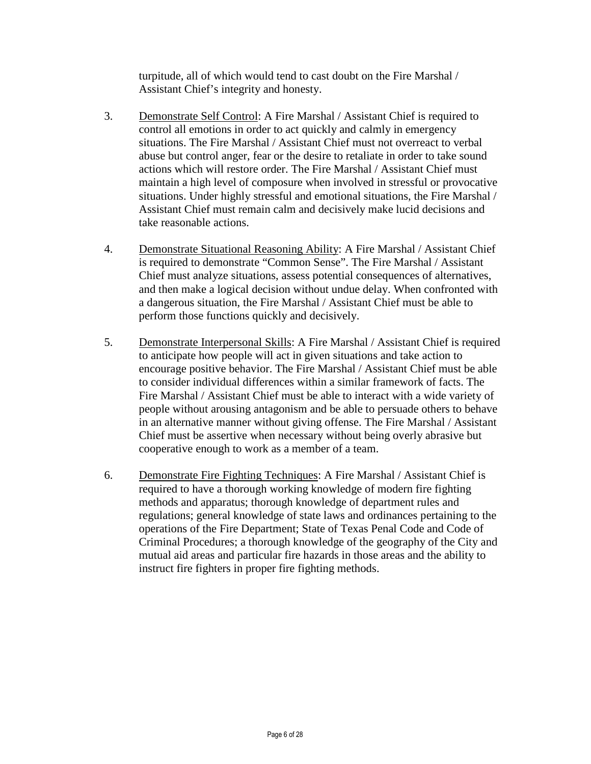turpitude, all of which would tend to cast doubt on the Fire Marshal / Assistant Chief's integrity and honesty.

3. <u>Demonstrate Self Control</u>: A Fire Marshal / Assistant Chief is required to control all emotions in order to act quickly and calmly in emergency situations. The Fire Marshal / Assistant Chief must not overreact to verbal abuse but control anger, fear or the desire to retaliate in order to take sound actions which will restore order. The Fire Marshal / Assistant Chief must maintain a high level of composure when involved in stressful or provocative situations. Under highly stressful and emotional situations, the Fire Marshal / Assistant Chief must remain calm and decisively make lucid decisions and take reasonable actions.

4. <u>Demonstrate Situational Reasoning Ability</u>: A Fire Marshal / Assistant Chief is required to demonstrate "Common Sense". The Fire Marshal / Assistant Chief must analyze situations, assess potential consequences of alternatives, and then make a logical decision without undue delay. When confronted with a dangerous situation, the Fire Marshal / Assistant Chief must be able to perform those functions quickly and decisively.

5. <u>Demonstrate Interpersonal Skills</u>: A Fire Marshal / Assistant Chief is required to anticipate how people will act in given situations and take action to encourage positive behavior. The Fire Marshal / Assistant Chief must be able to consider individual differences within a similar framework of facts. The Fire Marshal / Assistant Chief must be able to interact with a wide variety of people without arousing antagonism and be able to persuade others to behave in an alternative manner without giving offense. The Fire Marshal / Assistant Chief must be assertive when necessary without being overly abrasive but cooperative enough to work as a member of a team.

6. <u>Demonstrate Fire Fighting Techniques</u>: A Fire Marshal / Assistant Chief is required to have a thorough working knowledge of modern fire fighting methods and apparatus; thorough knowledge of department rules and regulations; general knowledge of state laws and ordinances pertaining to the operations of the Fire Department; State of Texas Penal Code and Code of Criminal Procedures; a thorough knowledge of the geography of the City and mutual aid areas and particular fire hazards in those areas and the ability to instruct fire fighters in proper fire fighting methods.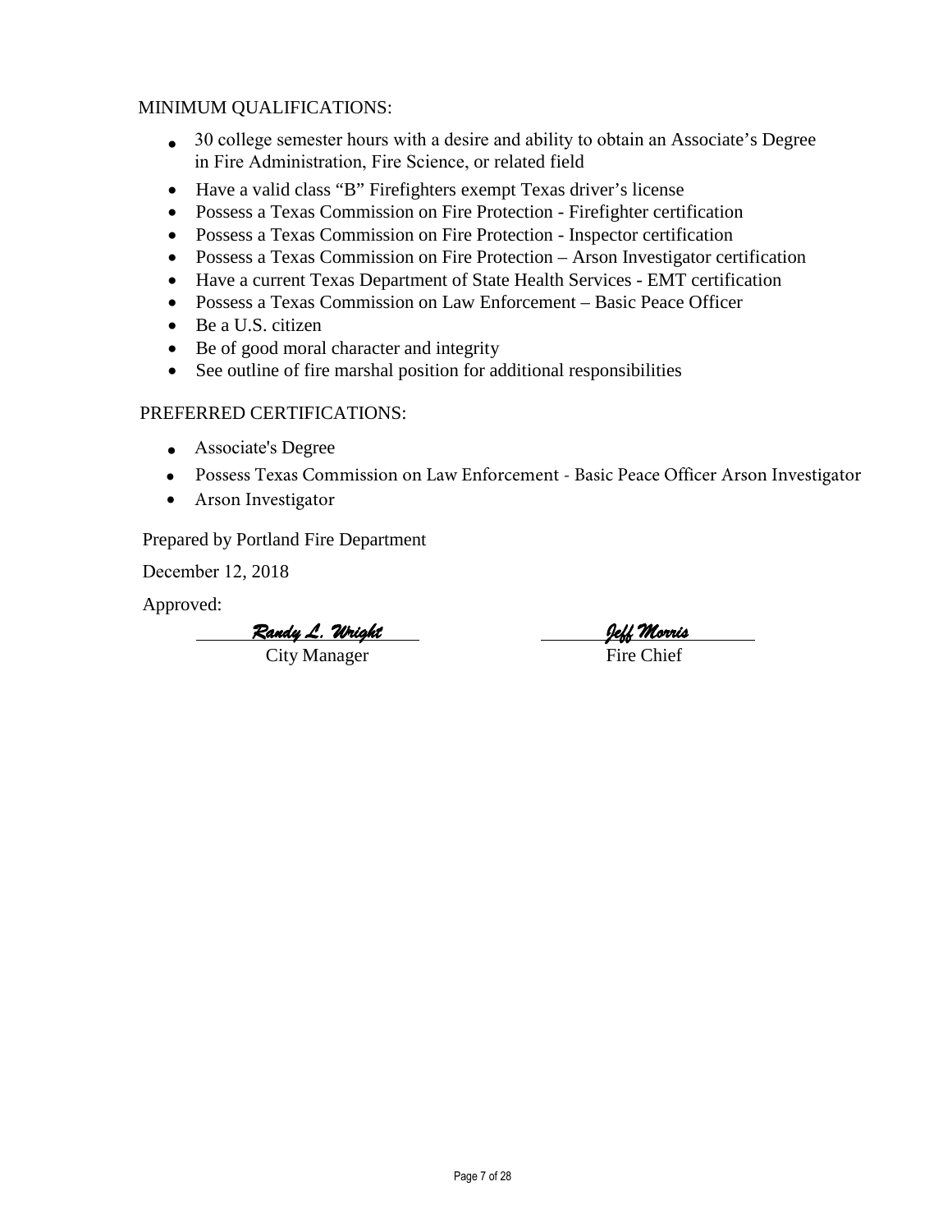MINIMUM QUALIFICATIONS:

- 30 college semester hours with a desire and ability to obtain an Associate's Degree in Fire Administration, Fire Science, or related field
- Have a valid class "B" Firefighters exempt Texas driver's license
- Possess a Texas Commission on Fire Protection - Firefighter certification
- Possess a Texas Commission on Fire Protection - Inspector certification
- Possess a Texas Commission on Fire Protection – Arson Investigator certification
- Have a current Texas Department of State Health Services - EMT certification
- Possess a Texas Commission on Law Enforcement – Basic Peace Officer
- Be a U.S. citizen
- Be of good moral character and integrity
- See outline of fire marshal position for additional responsibilities

PREFERRED CERTIFICATIONS:

- Associate's Degree
- Possess Texas Commission on Law Enforcement - Basic Peace Officer Arson Investigator
- Arson Investigator

Prepared by Portland Fire Department

December 12, 2018

Approved:

| *Randy L. Wright* | *Jeff Morris* |
|---|---|
| City Manager | Fire Chief |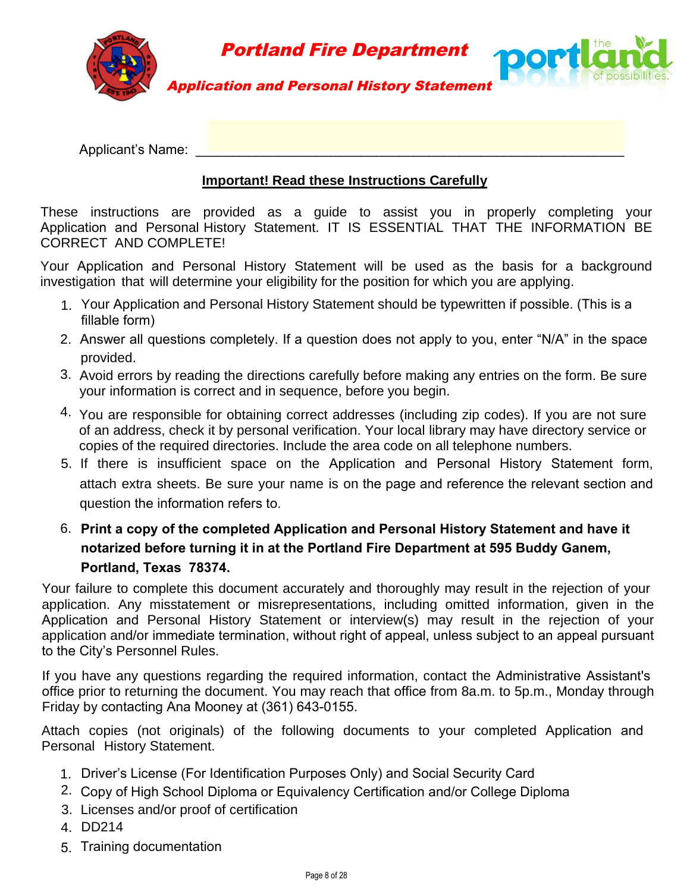# Portland Fire Department

## Application and Personal History Statement

Applicant's Name: ______________________________________________________

**Important! Read these Instructions Carefully**

These instructions are provided as a guide to assist you in properly completing your Application and Personal History Statement. IT IS ESSENTIAL THAT THE INFORMATION BE CORRECT AND COMPLETE!

Your Application and Personal History Statement will be used as the basis for a background investigation that will determine your eligibility for the position for which you are applying.

1. Your Application and Personal History Statement should be typewritten if possible. (This is a fillable form)
2. Answer all questions completely. If a question does not apply to you, enter "N/A" in the space provided.
3. Avoid errors by reading the directions carefully before making any entries on the form. Be sure your information is correct and in sequence, before you begin.
4. You are responsible for obtaining correct addresses (including zip codes). If you are not sure of an address, check it by personal verification. Your local library may have directory service or copies of the required directories. Include the area code on all telephone numbers.
5. If there is insufficient space on the Application and Personal History Statement form, attach extra sheets. Be sure your name is on the page and reference the relevant section and question the information refers to.
6. **Print a copy of the completed Application and Personal History Statement and have it notarized before turning it in at the Portland Fire Department at 595 Buddy Ganem, Portland, Texas 78374.**

Your failure to complete this document accurately and thoroughly may result in the rejection of your application. Any misstatement or misrepresentations, including omitted information, given in the Application and Personal History Statement or interview(s) may result in the rejection of your application and/or immediate termination, without right of appeal, unless subject to an appeal pursuant to the City's Personnel Rules.

If you have any questions regarding the required information, contact the Administrative Assistant's office prior to returning the document. You may reach that office from 8a.m. to 5p.m., Monday through Friday by contacting Ana Mooney at (361) 643-0155.

Attach copies (not originals) of the following documents to your completed Application and Personal History Statement.

1. Driver's License (For Identification Purposes Only) and Social Security Card
2. Copy of High School Diploma or Equivalency Certification and/or College Diploma
3. Licenses and/or proof of certification
4. DD214
5. Training documentation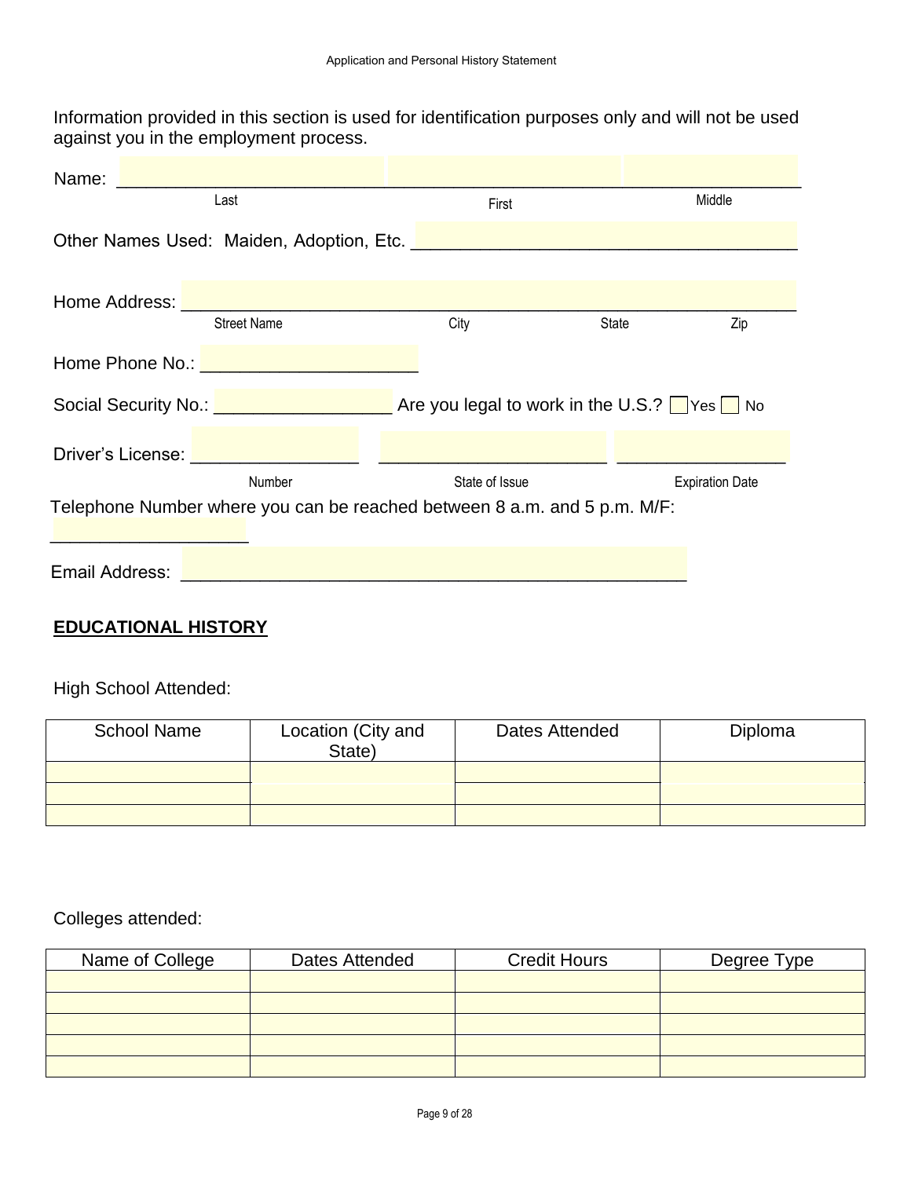Information provided in this section is used for identification purposes only and will not be used against you in the employment process.

Name: ___________________________________________________________
Last First Middle

Other Names Used: Maiden, Adoption, Etc. ____________________________________

Home Address: ___________________________________________________________
Street Name City State Zip

Home Phone No.: _____________________

Social Security No.: _________________ Are you legal to work in the U.S.? ☐ Yes ☐ No

Driver's License: ________________ ______________________ ________________
Number State of Issue Expiration Date

Telephone Number where you can be reached between 8 a.m. and 5 p.m. M/F: ___________________

Email Address: _________________________________________________

**EDUCATIONAL HISTORY**

High School Attended:

| School Name | Location (City and State) | Dates Attended | Diploma |
| --- | --- | --- | --- |
| | | | |
| | | | |
| | | | |

Colleges attended:

| Name of College | Dates Attended | Credit Hours | Degree Type |
| --- | --- | --- | --- |
| | | | |
| | | | |
| | | | |
| | | | |
| | | | |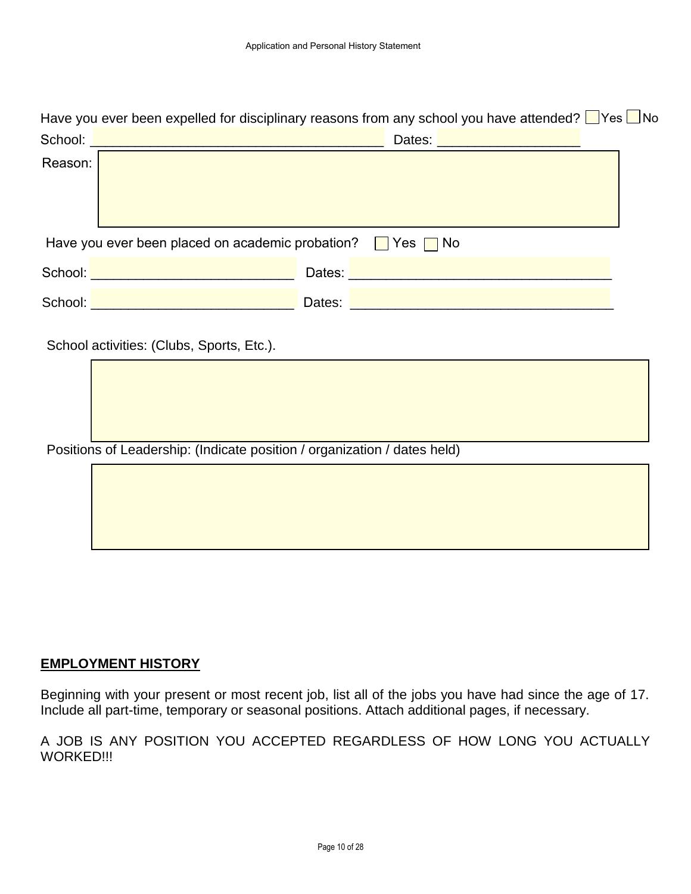Have you ever been expelled for disciplinary reasons from any school you have attended? ☐ Yes ☐ No

School: ______________________________________ Dates: __________________

Reason:

Have you ever been placed on academic probation? ☐ Yes ☐ No

School: __________________________ Dates: __________________________________

School: __________________________ Dates: __________________________________

School activities: (Clubs, Sports, Etc.).

Positions of Leadership: (Indicate position / organization / dates held)

## EMPLOYMENT HISTORY

Beginning with your present or most recent job, list all of the jobs you have had since the age of 17. Include all part-time, temporary or seasonal positions. Attach additional pages, if necessary.

A JOB IS ANY POSITION YOU ACCEPTED REGARDLESS OF HOW LONG YOU ACTUALLY WORKED!!!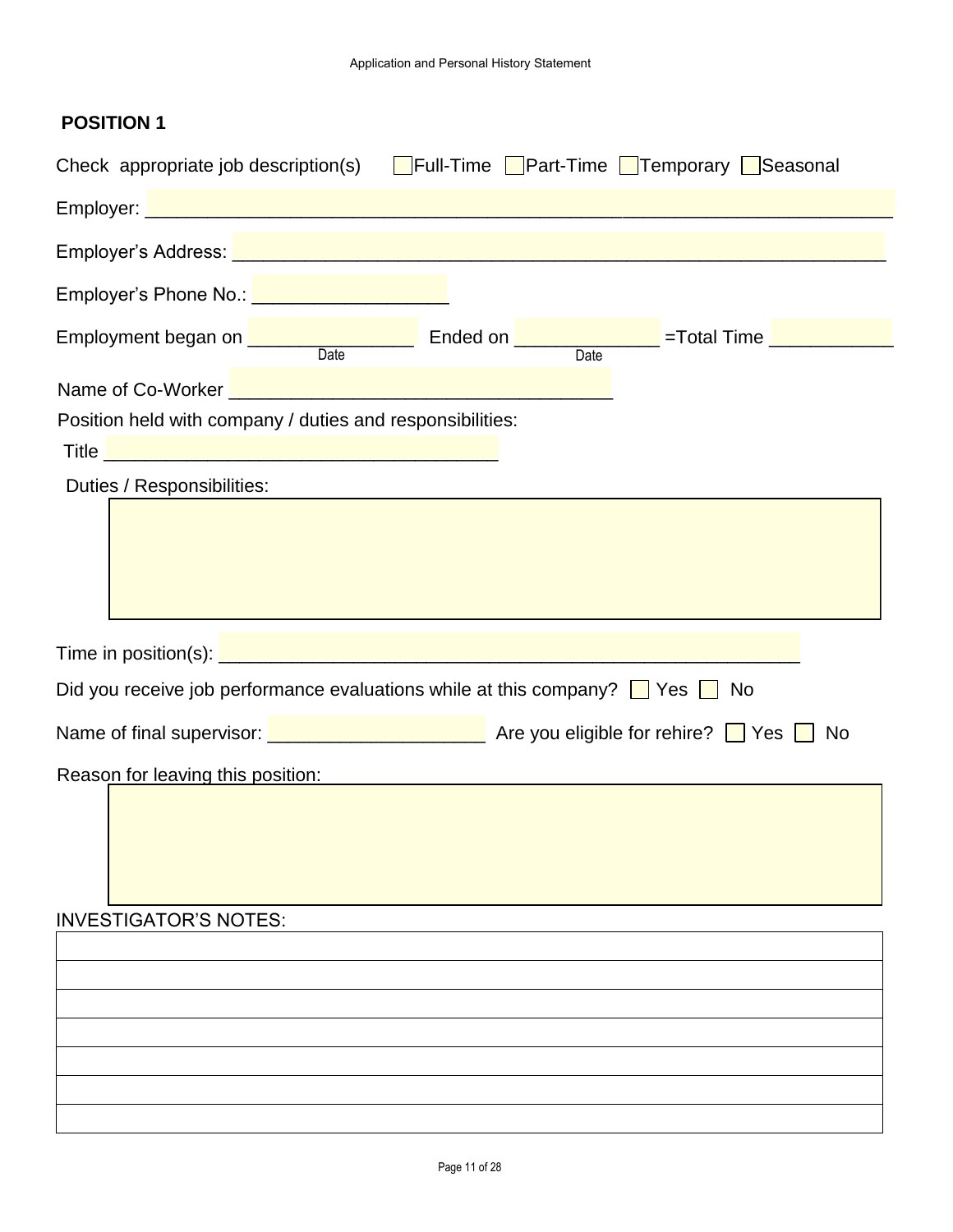## POSITION 1

Check appropriate job description(s) ☐ Full-Time ☐ Part-Time ☐ Temporary ☐ Seasonal

Employer: ___________________________________________________________________________

Employer's Address: ___________________________________________________________________

Employer's Phone No.: __________________

Employment began on _______________ Ended on _____________ =Total Time ____________
Date Date

Name of Co-Worker ___________________________________

Position held with company / duties and responsibilities:

Title ____________________________________

Duties / Responsibilities:

| |
|---|
| |

Time in position(s): _____________________________________________________

Did you receive job performance evaluations while at this company? ☐ Yes ☐ No

Name of final supervisor: ____________________ Are you eligible for rehire? ☐ Yes ☐ No

Reason for leaving this position:

| |
|---|
| |

INVESTIGATOR'S NOTES:

| |
|---|
| |
| |
| |
| |
| |
| |
| |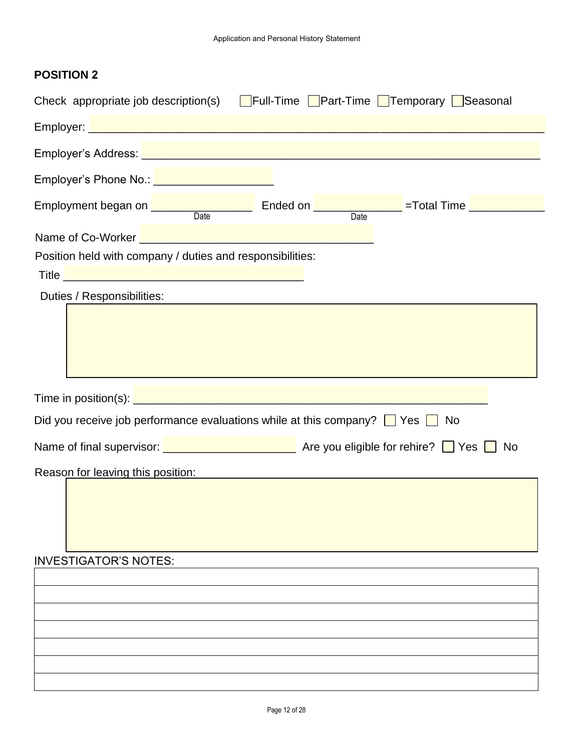## POSITION 2

Check appropriate job description(s) ☐ Full-Time ☐ Part-Time ☐ Temporary ☐ Seasonal

Employer: ___________________________________________________________________

Employer's Address: ___________________________________________________________

Employer's Phone No.: __________________

Employment began on _______________ Ended on _____________ =Total Time ___________
Date Date

Name of Co-Worker ____________________________________

Position held with company / duties and responsibilities:

Title _____________________________________

Duties / Responsibilities:

| |
|---|
| |

Time in position(s): ______________________________________________________

Did you receive job performance evaluations while at this company? ☐ Yes ☐ No

Name of final supervisor: ____________________ Are you eligible for rehire? ☐ Yes ☐ No

Reason for leaving this position:

| |
|---|
| |

INVESTIGATOR'S NOTES:

| |
|---|
| |
| |
| |
| |
| |
| |
| |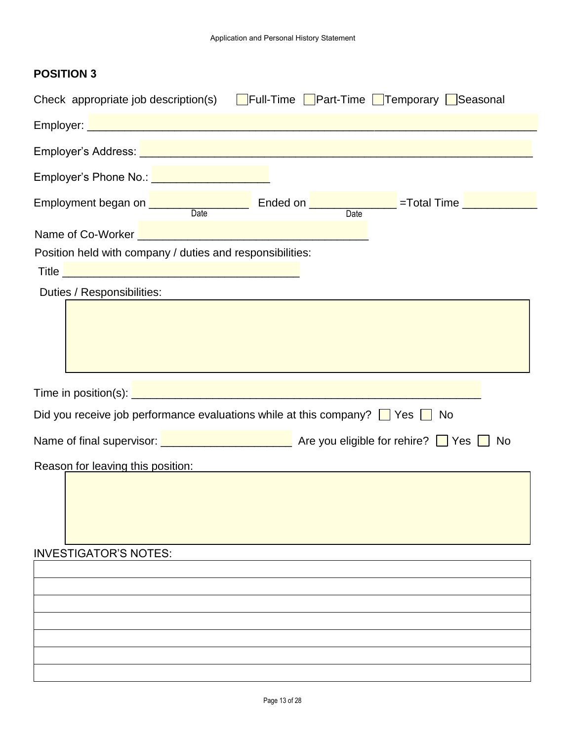## POSITION 3

Check appropriate job description(s) ☐ Full-Time ☐ Part-Time ☐ Temporary ☐ Seasonal

Employer: ______________________________________________________________________

Employer's Address: ______________________________________________________________

Employer's Phone No.: __________________

Employment began on _______________ Ended on _____________ =Total Time ___________
Date Date

Name of Co-Worker ___________________________________

Position held with company / duties and responsibilities:

Title ____________________________________

Duties / Responsibilities:

| |
|---|
| |

Time in position(s): ______________________________________________________

Did you receive job performance evaluations while at this company? ☐ Yes ☐ No

Name of final supervisor: ____________________ Are you eligible for rehire? ☐ Yes ☐ No

Reason for leaving this position:

| |
|---|
| |

INVESTIGATOR'S NOTES:

| |
|---|
| |
| |
| |
| |
| |
| |
| |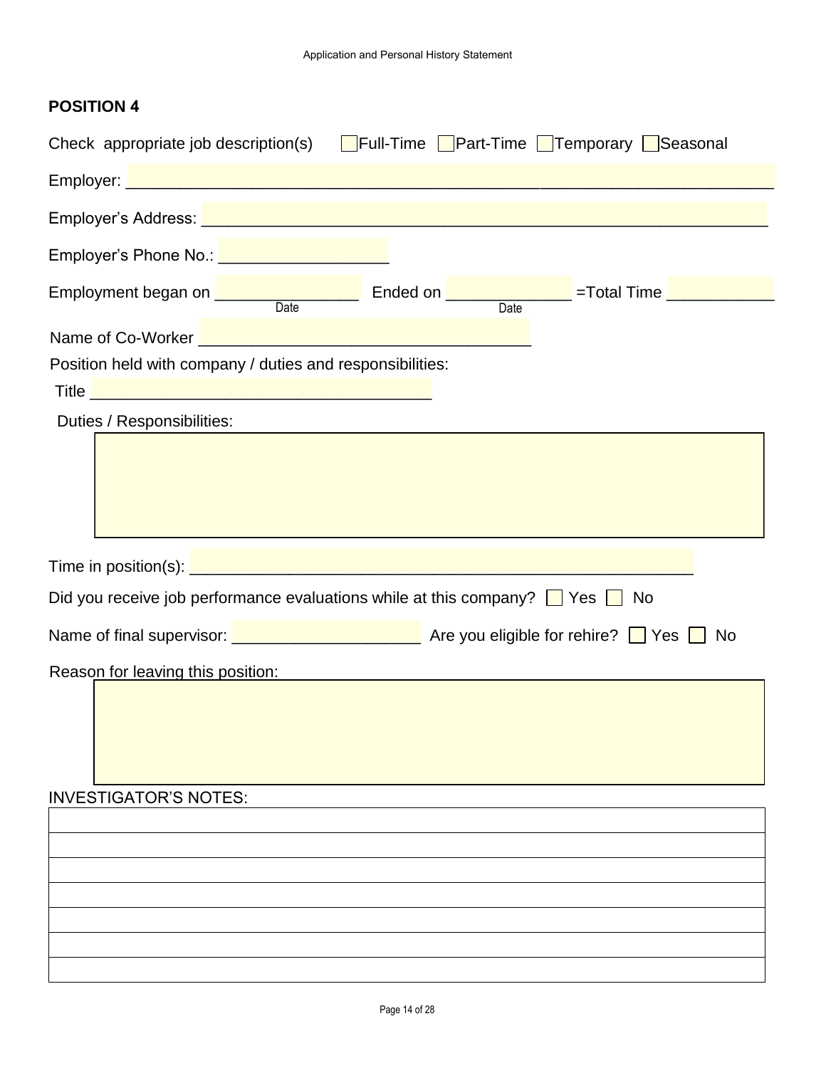**POSITION 4**

Check appropriate job description(s) ☐ Full-Time ☐ Part-Time ☐ Temporary ☐ Seasonal

Employer: ___________________________________________________________________

Employer's Address: ___________________________________________________________

Employer's Phone No.: __________________

Employment began on _______________ Ended on _____________ =Total Time ___________
Date Date

Name of Co-Worker ___________________________________

Position held with company / duties and responsibilities:

Title ____________________________________

Duties / Responsibilities:

| |
|---|
| |

Time in position(s): _____________________________________________________

Did you receive job performance evaluations while at this company? ☐ Yes ☐ No

Name of final supervisor: ____________________ Are you eligible for rehire? ☐ Yes ☐ No

Reason for leaving this position:

| |
|---|
| |

INVESTIGATOR'S NOTES:

| |
|---|
| |
| |
| |
| |
| |
| |
| |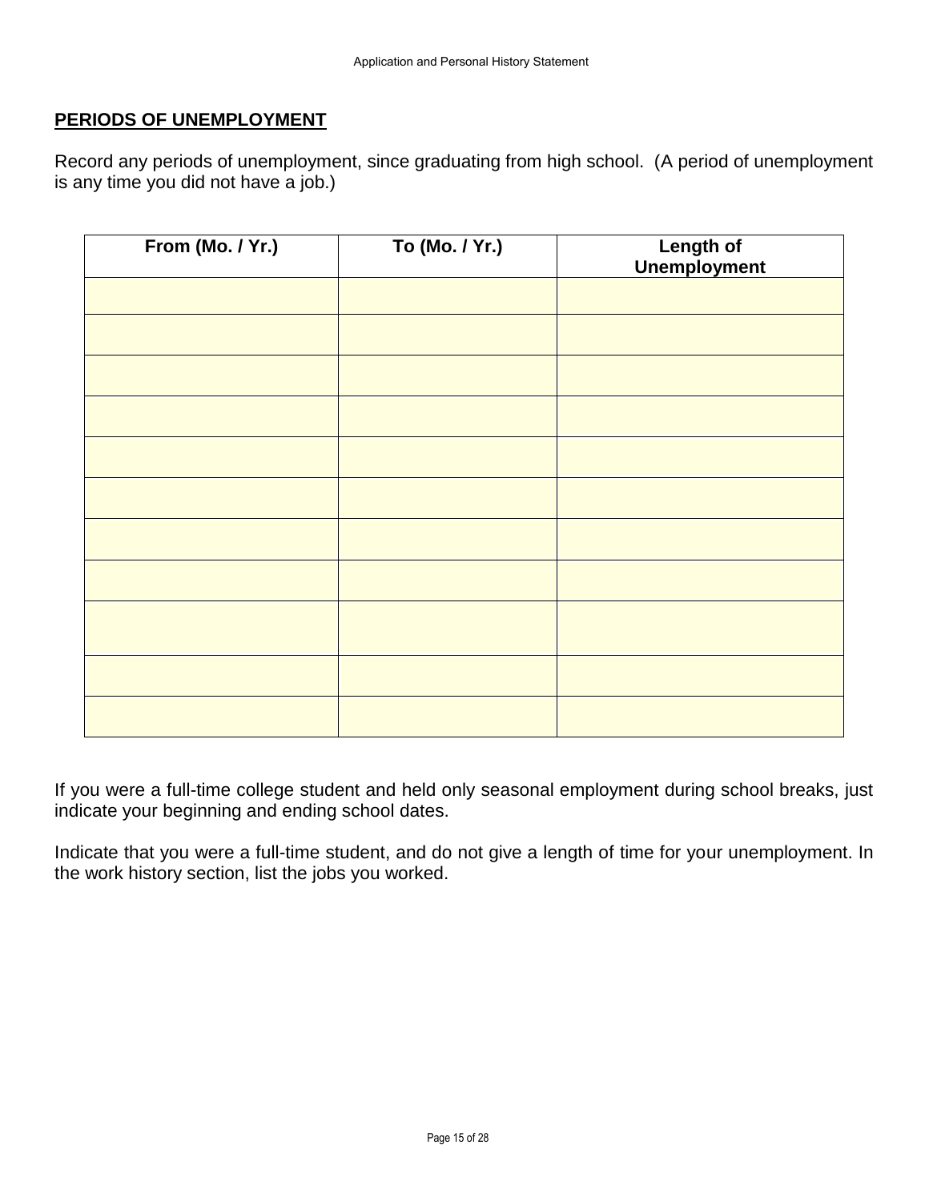## PERIODS OF UNEMPLOYMENT

Record any periods of unemployment, since graduating from high school. (A period of unemployment is any time you did not have a job.)

| From (Mo. / Yr.) | To (Mo. / Yr.) | Length of Unemployment |
|---|---|---|
| | | |
| | | |
| | | |
| | | |
| | | |
| | | |
| | | |
| | | |
| | | |
| | | |
| | | |

If you were a full-time college student and held only seasonal employment during school breaks, just indicate your beginning and ending school dates.

Indicate that you were a full-time student, and do not give a length of time for your unemployment. In the work history section, list the jobs you worked.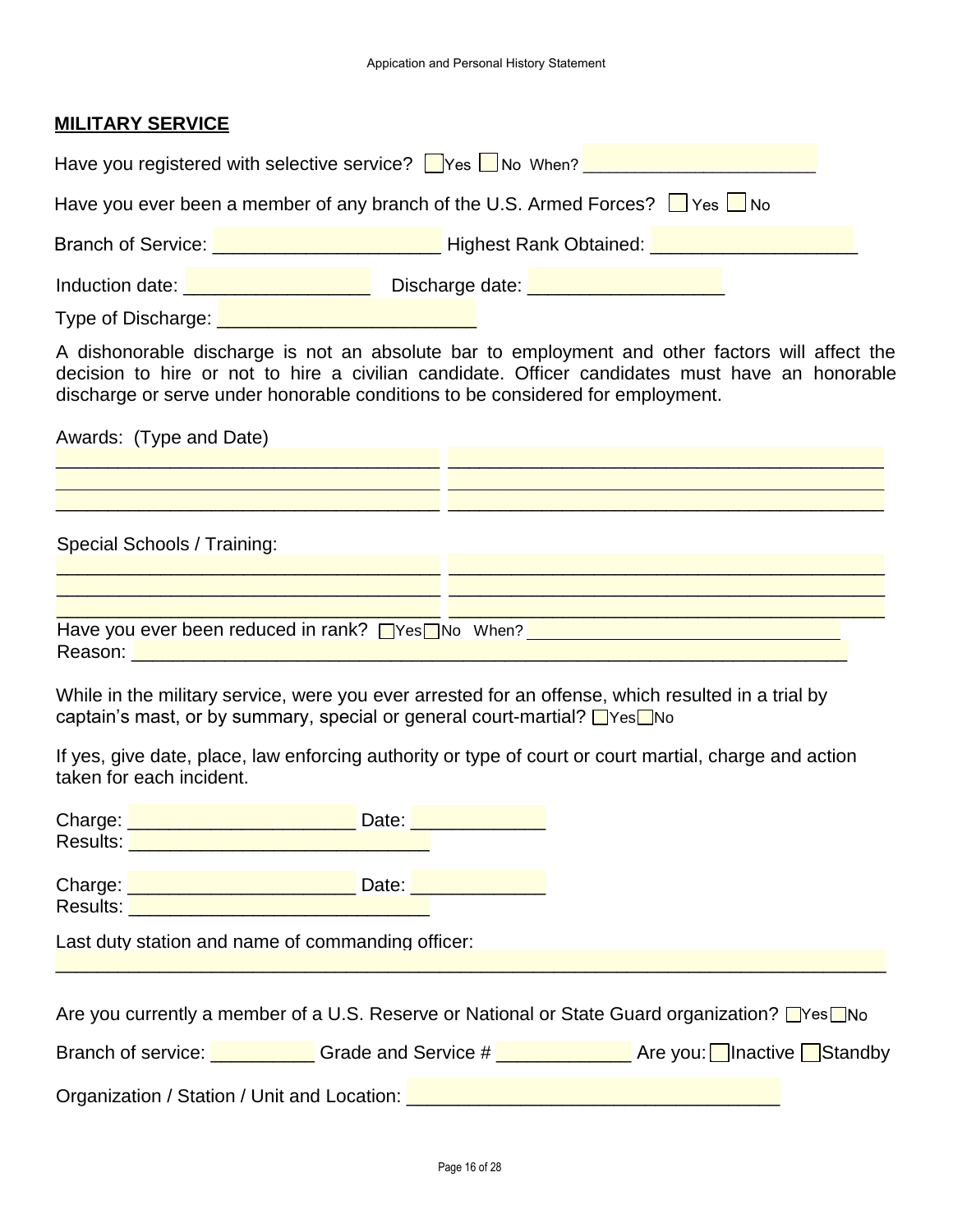## MILITARY SERVICE

Have you registered with selective service? ☐ Yes ☐ No When? _______________________

Have you ever been a member of any branch of the U.S. Armed Forces? ☐ Yes ☐ No

Branch of Service: _____________________ Highest Rank Obtained: ___________________

Induction date: _________________ Discharge date: __________________

Type of Discharge: ________________________

A dishonorable discharge is not an absolute bar to employment and other factors will affect the decision to hire or not to hire a civilian candidate. Officer candidates must have an honorable discharge or serve under honorable conditions to be considered for employment.

Awards: (Type and Date)

___________________________________ ________________________________________
___________________________________ ________________________________________
___________________________________ ________________________________________

Special Schools / Training:

___________________________________ ________________________________________
___________________________________ ________________________________________
___________________________________ ________________________________________

Have you ever been reduced in rank? ☐ Yes ☐ No When? _______________________________
Reason: ______________________________________________________________________

While in the military service, were you ever arrested for an offense, which resulted in a trial by captain's mast, or by summary, special or general court-martial? ☐ Yes ☐ No

If yes, give date, place, law enforcing authority or type of court or court martial, charge and action taken for each incident.

Charge: _____________________ Date: ____________
Results: ____________________________

Charge: _____________________ Date: ____________
Results: ____________________________

Last duty station and name of commanding officer:
_____________________________________________________________________________

Are you currently a member of a U.S. Reserve or National or State Guard organization? ☐ Yes ☐ No

Branch of service: __________ Grade and Service # ____________ Are you: ☐ Inactive ☐ Standby

Organization / Station / Unit and Location: ___________________________________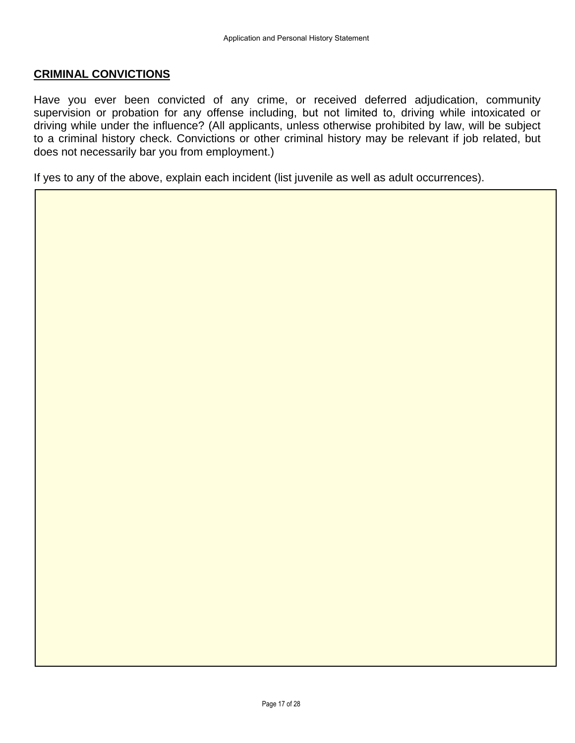## CRIMINAL CONVICTIONS

Have you ever been convicted of any crime, or received deferred adjudication, community supervision or probation for any offense including, but not limited to, driving while intoxicated or driving while under the influence? (All applicants, unless otherwise prohibited by law, will be subject to a criminal history check. Convictions or other criminal history may be relevant if job related, but does not necessarily bar you from employment.)

If yes to any of the above, explain each incident (list juvenile as well as adult occurrences).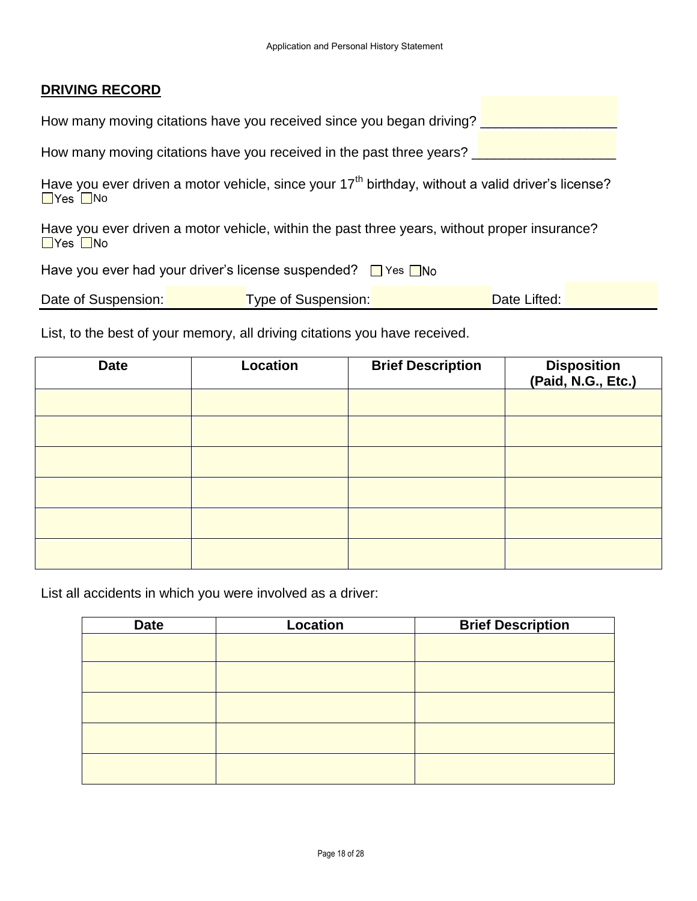## DRIVING RECORD

How many moving citations have you received since you began driving? __________________

How many moving citations have you received in the past three years? ___________________

Have you ever driven a motor vehicle, since your 17th birthday, without a valid driver's license?
☐ Yes ☐ No

Have you ever driven a motor vehicle, within the past three years, without proper insurance?
☐ Yes ☐ No

Have you ever had your driver's license suspended? ☐ Yes ☐ No

Date of Suspension: Type of Suspension: Date Lifted:

List, to the best of your memory, all driving citations you have received.

| Date | Location | Brief Description | Disposition (Paid, N.G., Etc.) |
|---|---|---|---|
| | | | |
| | | | |
| | | | |
| | | | |
| | | | |
| | | | |

List all accidents in which you were involved as a driver:

| Date | Location | Brief Description |
|---|---|---|
| | | |
| | | |
| | | |
| | | |
| | | |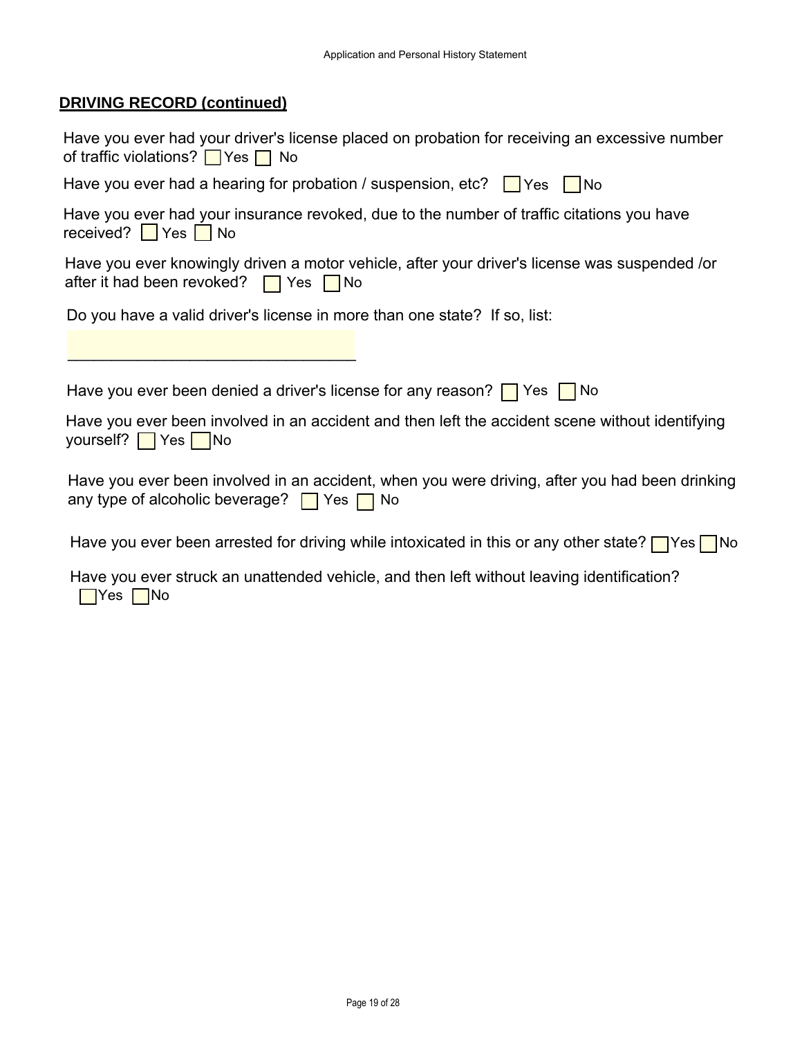## DRIVING RECORD (continued)

Have you ever had your driver's license placed on probation for receiving an excessive number of traffic violations? ☐ Yes ☐ No

Have you ever had a hearing for probation / suspension, etc? ☐ Yes ☐ No

Have you ever had your insurance revoked, due to the number of traffic citations you have received? ☐ Yes ☐ No

Have you ever knowingly driven a motor vehicle, after your driver's license was suspended /or after it had been revoked? ☐ Yes ☐ No

Do you have a valid driver's license in more than one state? If so, list:

________________________________

Have you ever been denied a driver's license for any reason? ☐ Yes ☐ No

Have you ever been involved in an accident and then left the accident scene without identifying yourself? ☐ Yes ☐ No

Have you ever been involved in an accident, when you were driving, after you had been drinking any type of alcoholic beverage? ☐ Yes ☐ No

Have you ever been arrested for driving while intoxicated in this or any other state? ☐ Yes ☐ No

Have you ever struck an unattended vehicle, and then left without leaving identification?
☐ Yes ☐ No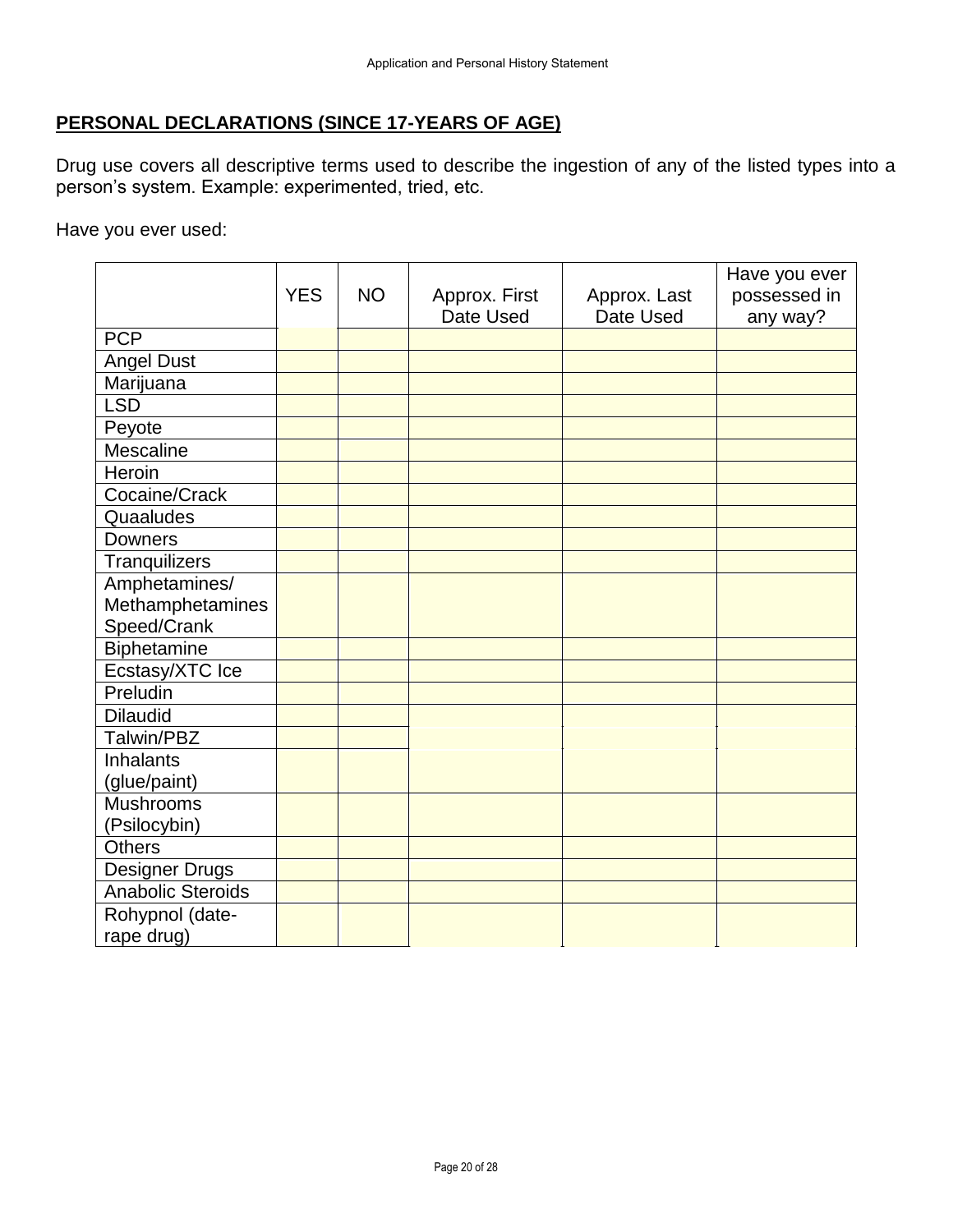## PERSONAL DECLARATIONS (SINCE 17-YEARS OF AGE)

Drug use covers all descriptive terms used to describe the ingestion of any of the listed types into a person's system. Example: experimented, tried, etc.

Have you ever used:

| | YES | NO | Approx. First Date Used | Approx. Last Date Used | Have you ever possessed in any way? |
|---|---|---|---|---|---|
| PCP | | | | | |
| Angel Dust | | | | | |
| Marijuana | | | | | |
| LSD | | | | | |
| Peyote | | | | | |
| Mescaline | | | | | |
| Heroin | | | | | |
| Cocaine/Crack | | | | | |
| Quaaludes | | | | | |
| Downers | | | | | |
| Tranquilizers | | | | | |
| Amphetamines/ Methamphetamines Speed/Crank | | | | | |
| Biphetamine | | | | | |
| Ecstasy/XTC Ice | | | | | |
| Preludin | | | | | |
| Dilaudid | | | | | |
| Talwin/PBZ | | | | | |
| Inhalants (glue/paint) | | | | | |
| Mushrooms (Psilocybin) | | | | | |
| Others | | | | | |
| Designer Drugs | | | | | |
| Anabolic Steroids | | | | | |
| Rohypnol (date-rape drug) | | | | | |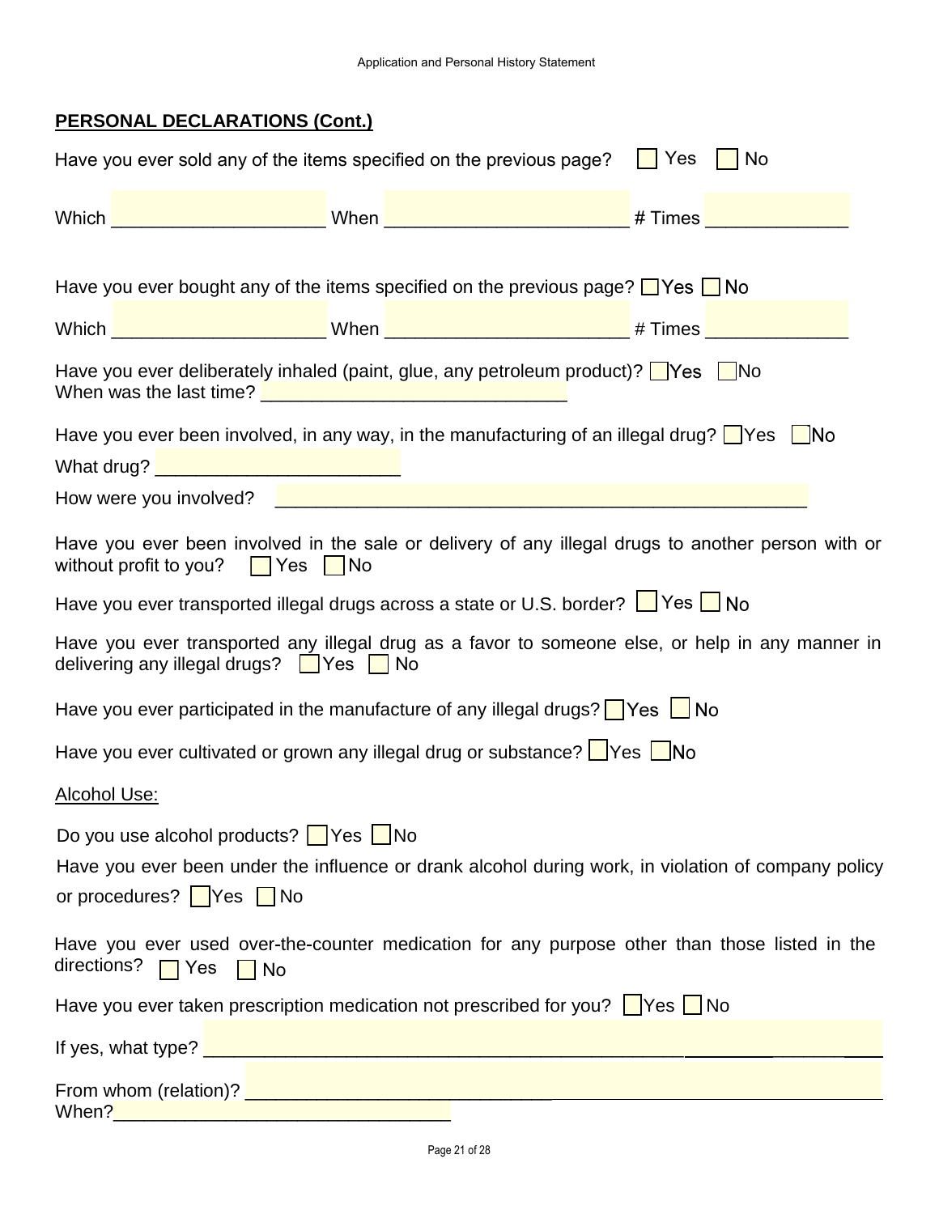**PERSONAL DECLARATIONS (Cont.)**

Have you ever sold any of the items specified on the previous page? ☐ Yes ☐ No

Which ____________________ When _______________________ # Times _____________

Have you ever bought any of the items specified on the previous page? ☐ Yes ☐ No

Which ____________________ When _______________________ # Times _____________

Have you ever deliberately inhaled (paint, glue, any petroleum product)? ☐ Yes ☐ No
When was the last time? _____________________________

Have you ever been involved, in any way, in the manufacturing of an illegal drug? ☐ Yes ☐ No

What drug? _______________________

How were you involved? __________________________________________________

Have you ever been involved in the sale or delivery of any illegal drugs to another person with or without profit to you? ☐ Yes ☐ No

Have you ever transported illegal drugs across a state or U.S. border? ☐ Yes ☐ No

Have you ever transported any illegal drug as a favor to someone else, or help in any manner in delivering any illegal drugs? ☐ Yes ☐ No

Have you ever participated in the manufacture of any illegal drugs? ☐ Yes ☐ No

Have you ever cultivated or grown any illegal drug or substance? ☐ Yes ☐ No

Alcohol Use:

Do you use alcohol products? ☐ Yes ☐ No

Have you ever been under the influence or drank alcohol during work, in violation of company policy or procedures? ☐ Yes ☐ No

Have you ever used over-the-counter medication for any purpose other than those listed in the directions? ☐ Yes ☐ No

Have you ever taken prescription medication not prescribed for you? ☐ Yes ☐ No

If yes, what type? ______________________________________________________________

From whom (relation)? _____________________________
When?_________________________________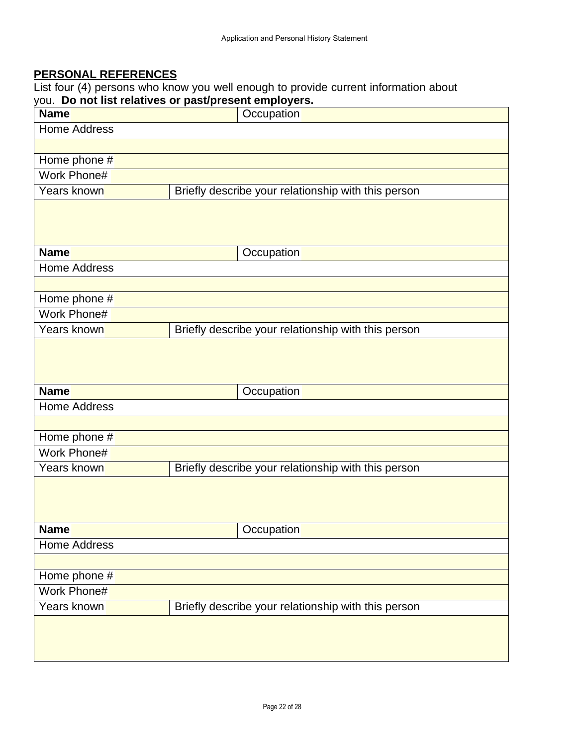## PERSONAL REFERENCES

List four (4) persons who know you well enough to provide current information about you. **Do not list relatives or past/present employers.**

| **Name** | | Occupation |
|---|---|---|
| Home Address | | |
| | | |
| Home phone # | | |
| Work Phone# | | |
| Years known | Briefly describe your relationship with this person | |
| | | |
| **Name** | | Occupation |
| Home Address | | |
| | | |
| Home phone # | | |
| Work Phone# | | |
| Years known | Briefly describe your relationship with this person | |
| | | |
| **Name** | | Occupation |
| Home Address | | |
| | | |
| Home phone # | | |
| Work Phone# | | |
| Years known | Briefly describe your relationship with this person | |
| | | |
| **Name** | | Occupation |
| Home Address | | |
| | | |
| Home phone # | | |
| Work Phone# | | |
| Years known | Briefly describe your relationship with this person | |
| | | |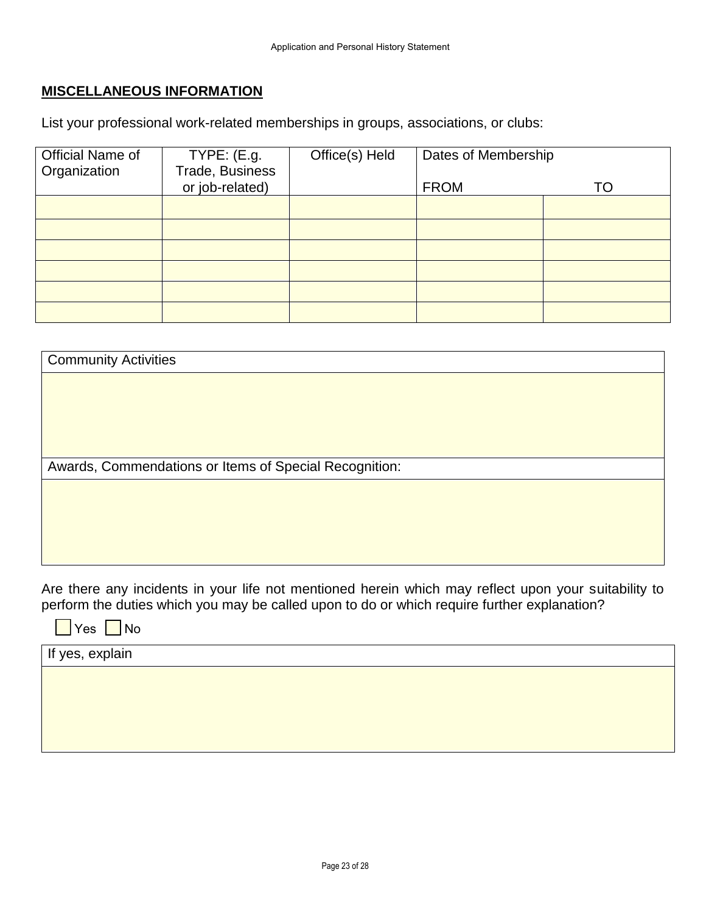## MISCELLANEOUS INFORMATION

List your professional work-related memberships in groups, associations, or clubs:

| Official Name of Organization | TYPE: (E.g. Trade, Business or job-related) | Office(s) Held | Dates of Membership | |
|---|---|---|---|---|
| | | | FROM | TO |
| | | | | |
| | | | | |
| | | | | |
| | | | | |
| | | | | |
| | | | | |

| Community Activities |
|---|
| |

| Awards, Commendations or Items of Special Recognition: |
|---|
| |

Are there any incidents in your life not mentioned herein which may reflect upon your suitability to perform the duties which you may be called upon to do or which require further explanation?

☐ Yes ☐ No

| If yes, explain |
|---|
| |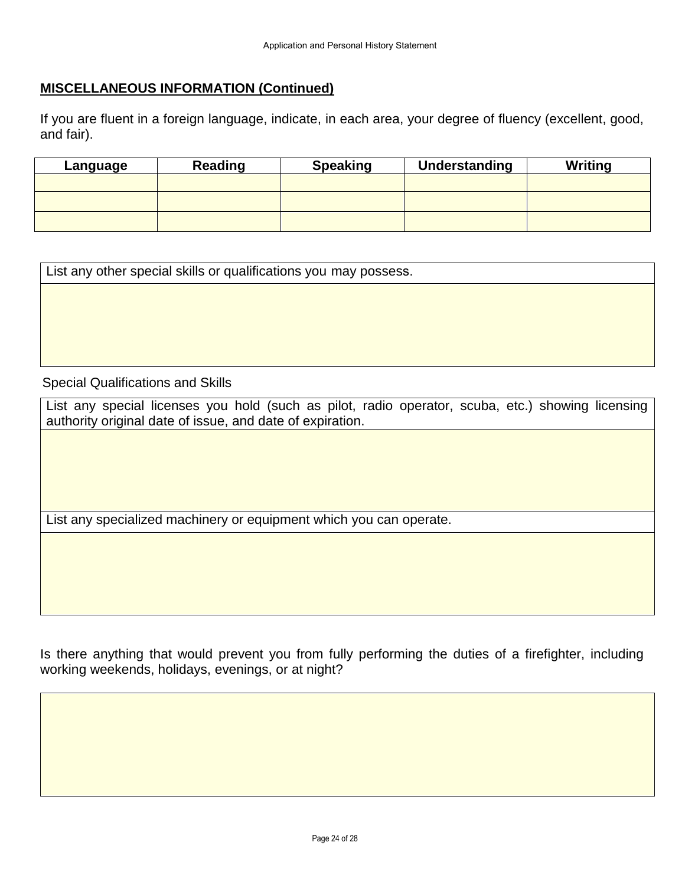**MISCELLANEOUS INFORMATION (Continued)**

If you are fluent in a foreign language, indicate, in each area, your degree of fluency (excellent, good, and fair).

| Language | Reading | Speaking | Understanding | Writing |
| --- | --- | --- | --- | --- |
| | | | | |
| | | | | |
| | | | | |

| List any other special skills or qualifications you may possess. |
| --- |
| |

Special Qualifications and Skills

| List any special licenses you hold (such as pilot, radio operator, scuba, etc.) showing licensing authority original date of issue, and date of expiration. |
| --- |
| |
| List any specialized machinery or equipment which you can operate. |
| |

Is there anything that would prevent you from fully performing the duties of a firefighter, including working weekends, holidays, evenings, or at night?

| |
| --- |
| |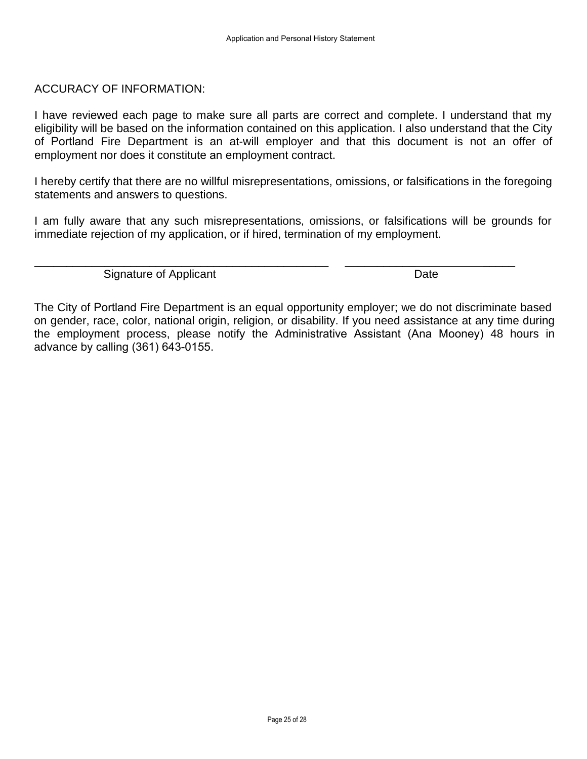ACCURACY OF INFORMATION:

I have reviewed each page to make sure all parts are correct and complete. I understand that my eligibility will be based on the information contained on this application. I also understand that the City of Portland Fire Department is an at-will employer and that this document is not an offer of employment nor does it constitute an employment contract.

I hereby certify that there are no willful misrepresentations, omissions, or falsifications in the foregoing statements and answers to questions.

I am fully aware that any such misrepresentations, omissions, or falsifications will be grounds for immediate rejection of my application, or if hired, termination of my employment.

_______________________________________________ ____________________________

Signature of Applicant Date

The City of Portland Fire Department is an equal opportunity employer; we do not discriminate based on gender, race, color, national origin, religion, or disability. If you need assistance at any time during the employment process, please notify the Administrative Assistant (Ana Mooney) 48 hours in advance by calling (361) 643-0155.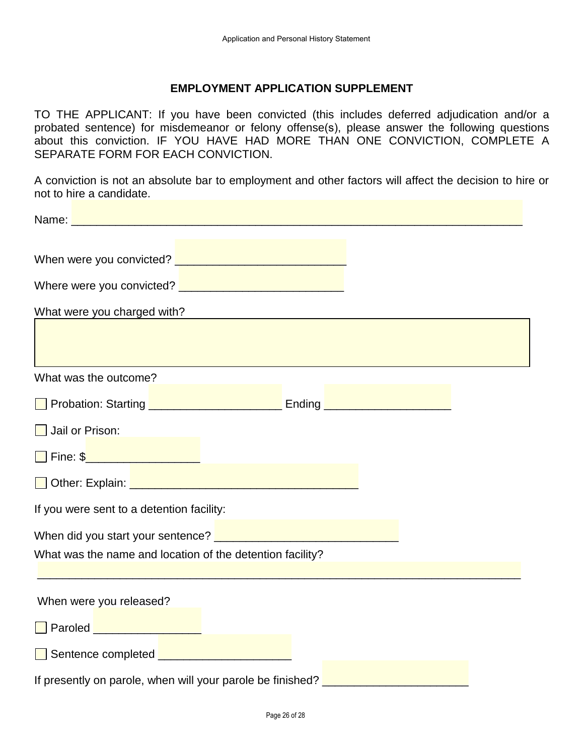## EMPLOYMENT APPLICATION SUPPLEMENT

TO THE APPLICANT: If you have been convicted (this includes deferred adjudication and/or a probated sentence) for misdemeanor or felony offense(s), please answer the following questions about this conviction. IF YOU HAVE HAD MORE THAN ONE CONVICTION, COMPLETE A SEPARATE FORM FOR EACH CONVICTION.

A conviction is not an absolute bar to employment and other factors will affect the decision to hire or not to hire a candidate.

Name: ___________________________________________________________________

When were you convicted? _________________________

Where were you convicted? ________________________

What were you charged with?

What was the outcome?

☐ Probation: Starting ____________________ Ending ___________________

☐ Jail or Prison:

☐ Fine: $_________________

☐ Other: Explain: __________________________________

If you were sent to a detention facility:

When did you start your sentence? ___________________________

What was the name and location of the detention facility?

________________________________________________________________________

When were you released?

☐ Paroled ________________

☐ Sentence completed ____________________

If presently on parole, when will your parole be finished? ______________________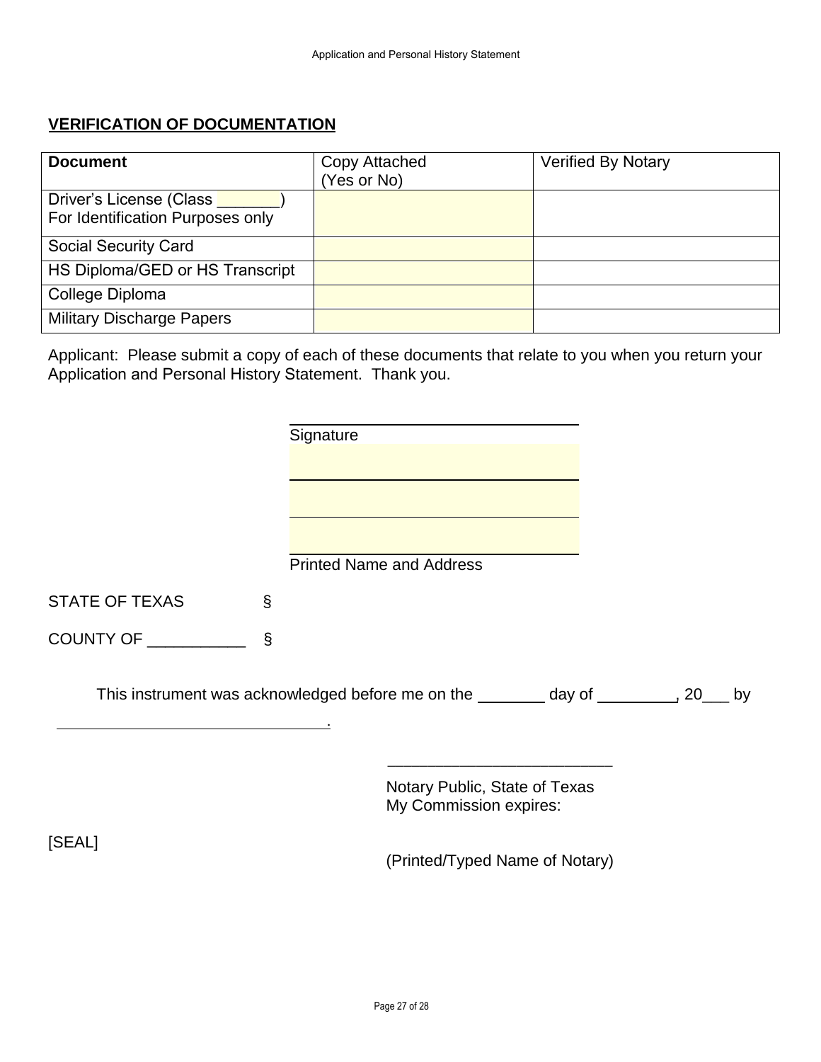**VERIFICATION OF DOCUMENTATION**

| **Document** | Copy Attached (Yes or No) | Verified By Notary |
| --- | --- | --- |
| Driver's License (Class _______) For Identification Purposes only | | |
| Social Security Card | | |
| HS Diploma/GED or HS Transcript | | |
| College Diploma | | |
| Military Discharge Papers | | |

Applicant: Please submit a copy of each of these documents that relate to you when you return your Application and Personal History Statement. Thank you.

\_\_\_\_\_\_\_\_\_\_\_\_\_\_\_\_\_\_\_\_\_\_\_\_\_\_\_\_\_\_\_\_

Signature

\_\_\_\_\_\_\_\_\_\_\_\_\_\_\_\_\_\_\_\_\_\_\_\_\_\_\_\_\_\_\_\_

\_\_\_\_\_\_\_\_\_\_\_\_\_\_\_\_\_\_\_\_\_\_\_\_\_\_\_\_\_\_\_\_

\_\_\_\_\_\_\_\_\_\_\_\_\_\_\_\_\_\_\_\_\_\_\_\_\_\_\_\_\_\_\_\_

Printed Name and Address

STATE OF TEXAS §

COUNTY OF ___________ §

This instrument was acknowledged before me on the ________ day of _________, 20___ by

\_\_\_\_\_\_\_\_\_\_\_\_\_\_\_\_\_\_\_\_\_\_\_\_\_\_\_\_\_\_\_\_.

\_\_\_\_\_\_\_\_\_\_\_\_\_\_\_\_\_\_\_\_\_\_\_\_\_\_

Notary Public, State of Texas
My Commission expires:

[SEAL]

(Printed/Typed Name of Notary)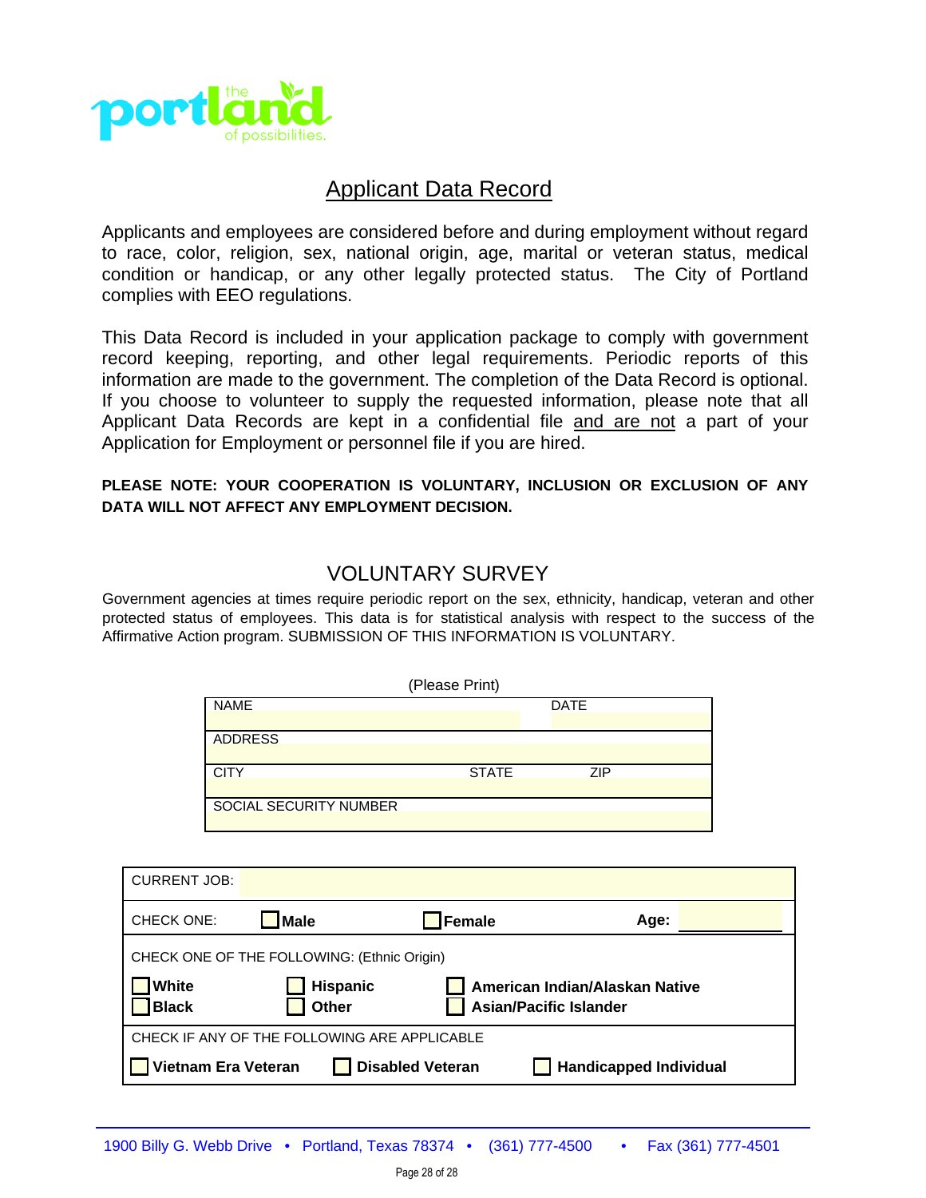# Applicant Data Record

Applicants and employees are considered before and during employment without regard to race, color, religion, sex, national origin, age, marital or veteran status, medical condition or handicap, or any other legally protected status. The City of Portland complies with EEO regulations.

This Data Record is included in your application package to comply with government record keeping, reporting, and other legal requirements. Periodic reports of this information are made to the government. The completion of the Data Record is optional. If you choose to volunteer to supply the requested information, please note that all Applicant Data Records are kept in a confidential file and are not a part of your Application for Employment or personnel file if you are hired.

**PLEASE NOTE: YOUR COOPERATION IS VOLUNTARY, INCLUSION OR EXCLUSION OF ANY DATA WILL NOT AFFECT ANY EMPLOYMENT DECISION.**

## VOLUNTARY SURVEY

Government agencies at times require periodic report on the sex, ethnicity, handicap, veteran and other protected status of employees. This data is for statistical analysis with respect to the success of the Affirmative Action program. SUBMISSION OF THIS INFORMATION IS VOLUNTARY.

(Please Print)

| | | |
|---|---|---|
| NAME | | DATE |
| ADDRESS | | |
| CITY | STATE | ZIP |
| SOCIAL SECURITY NUMBER | | |

CURRENT JOB:

CHECK ONE: ☐ **Male** ☐ **Female** **Age:**

CHECK ONE OF THE FOLLOWING: (Ethnic Origin)

☐ **White** ☐ **Hispanic** ☐ **American Indian/Alaskan Native**
☐ **Black** ☐ **Other** ☐ **Asian/Pacific Islander**

CHECK IF ANY OF THE FOLLOWING ARE APPLICABLE

☐ **Vietnam Era Veteran** ☐ **Disabled Veteran** ☐ **Handicapped Individual**

1900 Billy G. Webb Drive • Portland, Texas 78374 • (361) 777-4500 • Fax (361) 777-4501